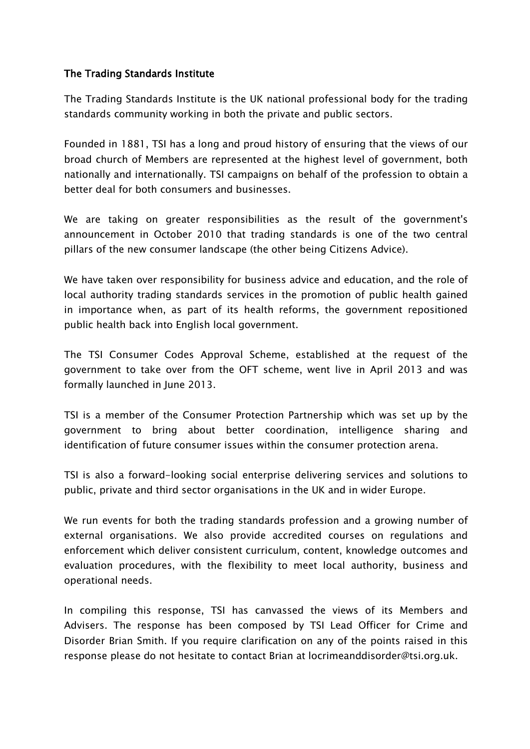## The Trading Standards Institute

The Trading Standards Institute is the UK national professional body for the trading standards community working in both the private and public sectors.

Founded in 1881, TSI has a long and proud history of ensuring that the views of our broad church of Members are represented at the highest level of government, both nationally and internationally. TSI campaigns on behalf of the profession to obtain a better deal for both consumers and businesses.

We are taking on greater responsibilities as the result of the government's announcement in October 2010 that trading standards is one of the two central pillars of the new consumer landscape (the other being Citizens Advice).

We have taken over responsibility for business advice and education, and the role of local authority trading standards services in the promotion of public health gained in importance when, as part of its health reforms, the government repositioned public health back into English local government.

The TSI Consumer Codes Approval Scheme, established at the request of the government to take over from the OFT scheme, went live in April 2013 and was formally launched in June 2013.

TSI is a member of the Consumer Protection Partnership which was set up by the government to bring about better coordination, intelligence sharing and identification of future consumer issues within the consumer protection arena.

TSI is also a forward-looking social enterprise delivering services and solutions to public, private and third sector organisations in the UK and in wider Europe.

We run events for both the trading standards profession and a growing number of external organisations. We also provide accredited courses on regulations and enforcement which deliver consistent curriculum, content, knowledge outcomes and evaluation procedures, with the flexibility to meet local authority, business and operational needs.

In compiling this response, TSI has canvassed the views of its Members and Advisers. The response has been composed by TSI Lead Officer for Crime and Disorder Brian Smith. If you require clarification on any of the points raised in this response please do not hesitate to contact Brian at locrimeanddisorder@tsi.org.uk.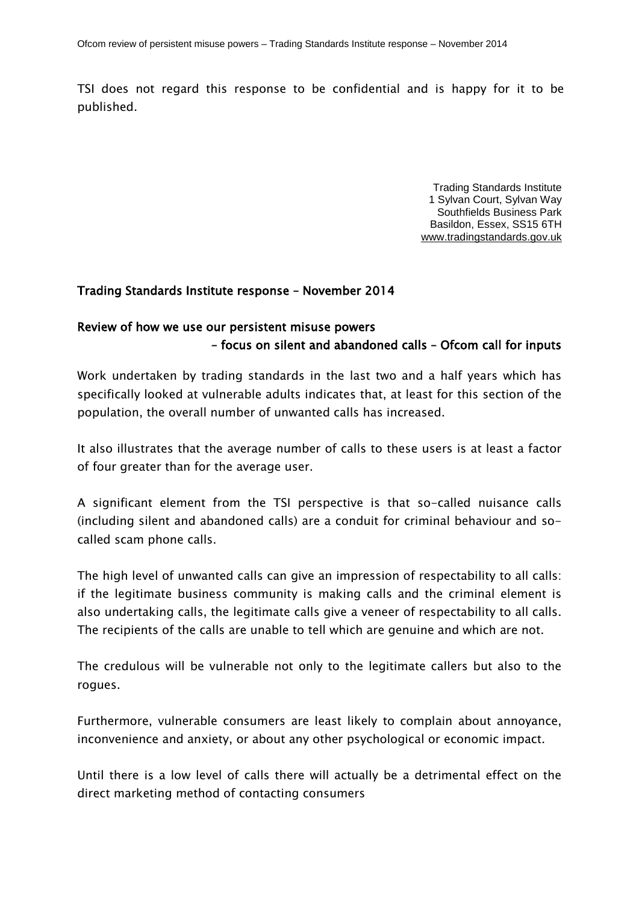TSI does not regard this response to be confidential and is happy for it to be published.

Trading Standards Institute
1 Sylvan Court, Sylvan Way
Southfields Business Park
Basildon, Essex, SS15 6TH
www.tradingstandards.gov.uk

## Trading Standards Institute response – November 2014

## Review of how we use our persistent misuse powers – focus on silent and abandoned calls – Ofcom call for inputs

Work undertaken by trading standards in the last two and a half years which has specifically looked at vulnerable adults indicates that, at least for this section of the population, the overall number of unwanted calls has increased.

It also illustrates that the average number of calls to these users is at least a factor of four greater than for the average user.

A significant element from the TSI perspective is that so-called nuisance calls (including silent and abandoned calls) are a conduit for criminal behaviour and so-called scam phone calls.

The high level of unwanted calls can give an impression of respectability to all calls: if the legitimate business community is making calls and the criminal element is also undertaking calls, the legitimate calls give a veneer of respectability to all calls. The recipients of the calls are unable to tell which are genuine and which are not.

The credulous will be vulnerable not only to the legitimate callers but also to the rogues.

Furthermore, vulnerable consumers are least likely to complain about annoyance, inconvenience and anxiety, or about any other psychological or economic impact.

Until there is a low level of calls there will actually be a detrimental effect on the direct marketing method of contacting consumers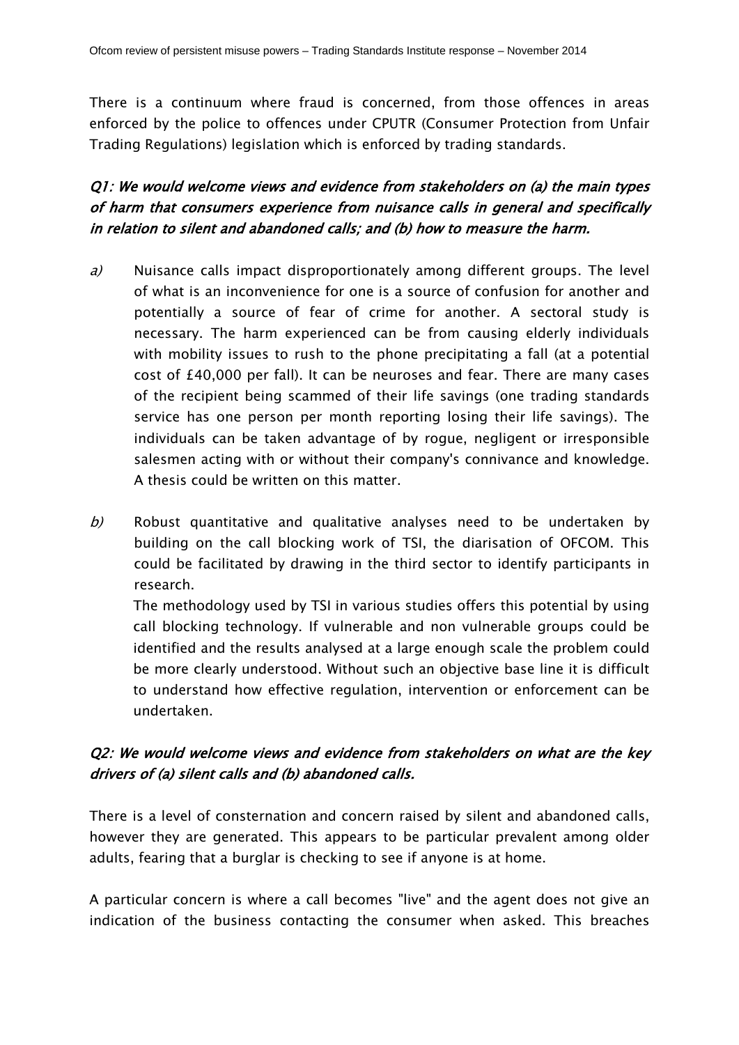There is a continuum where fraud is concerned, from those offences in areas enforced by the police to offences under CPUTR (Consumer Protection from Unfair Trading Regulations) legislation which is enforced by trading standards.

***Q1: We would welcome views and evidence from stakeholders on (a) the main types of harm that consumers experience from nuisance calls in general and specifically in relation to silent and abandoned calls; and (b) how to measure the harm.***

*a)* Nuisance calls impact disproportionately among different groups. The level of what is an inconvenience for one is a source of confusion for another and potentially a source of fear of crime for another. A sectoral study is necessary. The harm experienced can be from causing elderly individuals with mobility issues to rush to the phone precipitating a fall (at a potential cost of £40,000 per fall). It can be neuroses and fear. There are many cases of the recipient being scammed of their life savings (one trading standards service has one person per month reporting losing their life savings). The individuals can be taken advantage of by rogue, negligent or irresponsible salesmen acting with or without their company's connivance and knowledge. A thesis could be written on this matter.

*b)* Robust quantitative and qualitative analyses need to be undertaken by building on the call blocking work of TSI, the diarisation of OFCOM. This could be facilitated by drawing in the third sector to identify participants in research.

The methodology used by TSI in various studies offers this potential by using call blocking technology. If vulnerable and non vulnerable groups could be identified and the results analysed at a large enough scale the problem could be more clearly understood. Without such an objective base line it is difficult to understand how effective regulation, intervention or enforcement can be undertaken.

***Q2: We would welcome views and evidence from stakeholders on what are the key drivers of (a) silent calls and (b) abandoned calls.***

There is a level of consternation and concern raised by silent and abandoned calls, however they are generated. This appears to be particular prevalent among older adults, fearing that a burglar is checking to see if anyone is at home.

A particular concern is where a call becomes "live" and the agent does not give an indication of the business contacting the consumer when asked. This breaches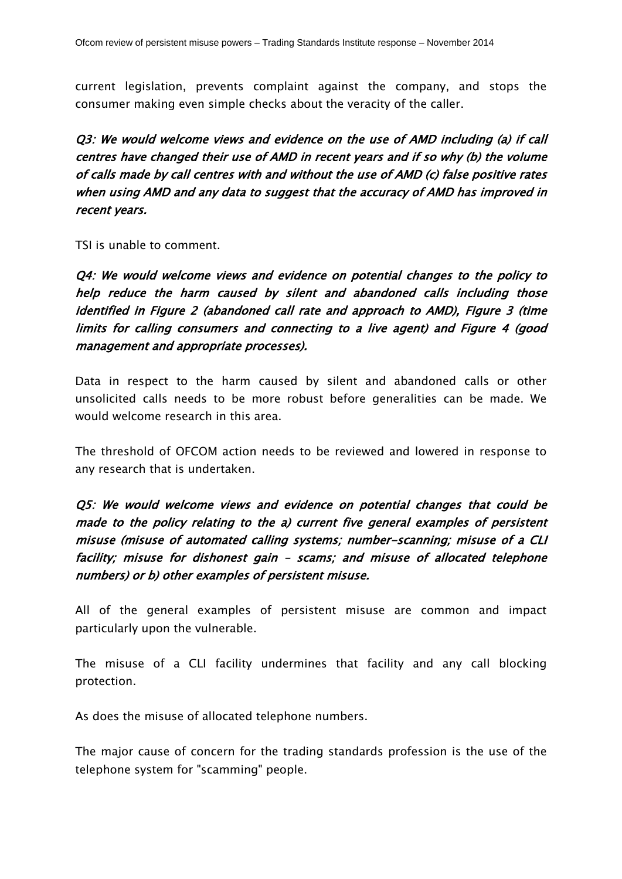current legislation, prevents complaint against the company, and stops the consumer making even simple checks about the veracity of the caller.

***Q3: We would welcome views and evidence on the use of AMD including (a) if call centres have changed their use of AMD in recent years and if so why (b) the volume of calls made by call centres with and without the use of AMD (c) false positive rates when using AMD and any data to suggest that the accuracy of AMD has improved in recent years.***

TSI is unable to comment.

***Q4: We would welcome views and evidence on potential changes to the policy to help reduce the harm caused by silent and abandoned calls including those identified in Figure 2 (abandoned call rate and approach to AMD), Figure 3 (time limits for calling consumers and connecting to a live agent) and Figure 4 (good management and appropriate processes).***

Data in respect to the harm caused by silent and abandoned calls or other unsolicited calls needs to be more robust before generalities can be made. We would welcome research in this area.

The threshold of OFCOM action needs to be reviewed and lowered in response to any research that is undertaken.

***Q5: We would welcome views and evidence on potential changes that could be made to the policy relating to the a) current five general examples of persistent misuse (misuse of automated calling systems; number-scanning; misuse of a CLI facility; misuse for dishonest gain - scams; and misuse of allocated telephone numbers) or b) other examples of persistent misuse.***

All of the general examples of persistent misuse are common and impact particularly upon the vulnerable.

The misuse of a CLI facility undermines that facility and any call blocking protection.

As does the misuse of allocated telephone numbers.

The major cause of concern for the trading standards profession is the use of the telephone system for "scamming" people.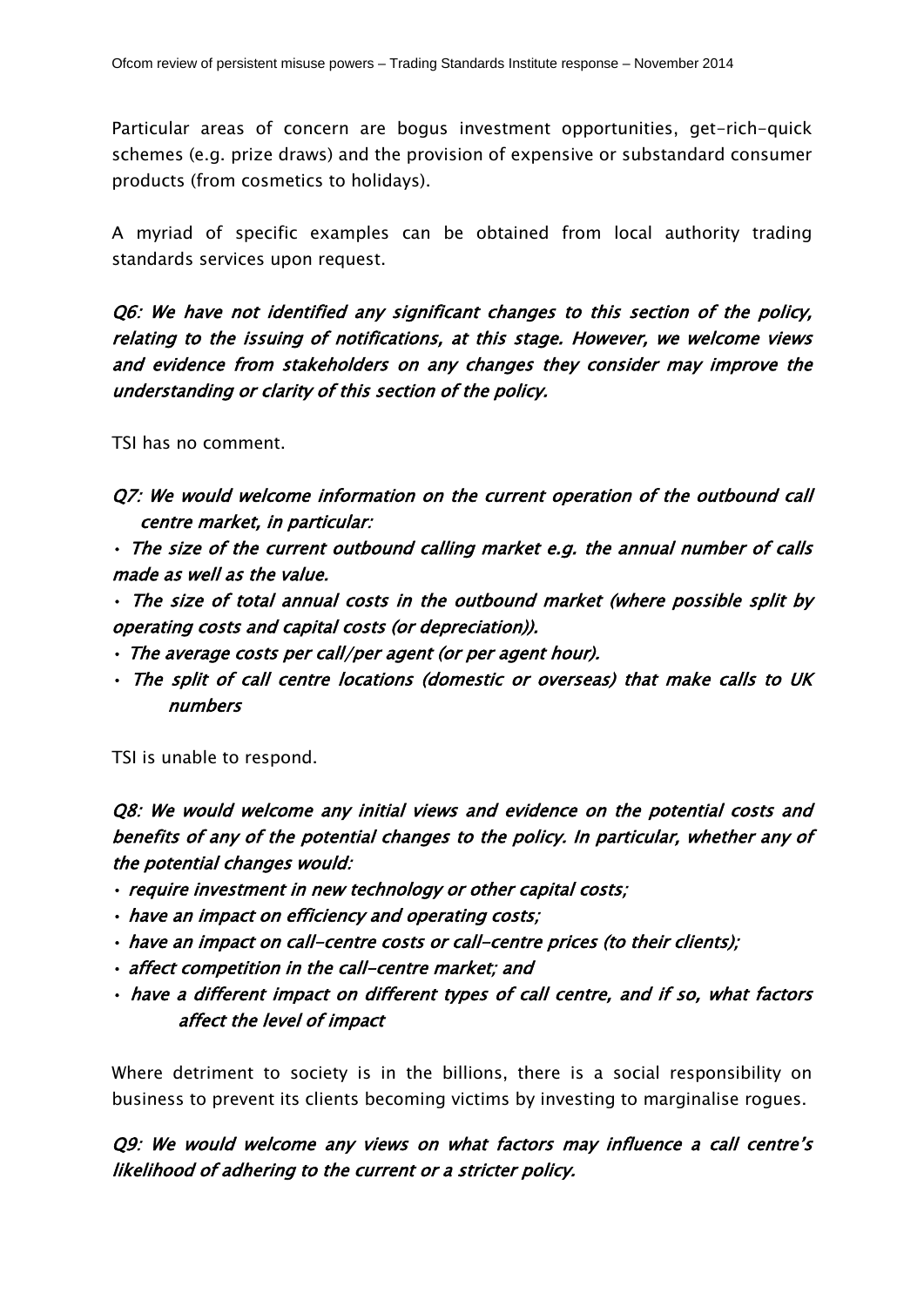Particular areas of concern are bogus investment opportunities, get-rich-quick schemes (e.g. prize draws) and the provision of expensive or substandard consumer products (from cosmetics to holidays).

A myriad of specific examples can be obtained from local authority trading standards services upon request.

***Q6: We have not identified any significant changes to this section of the policy, relating to the issuing of notifications, at this stage. However, we welcome views and evidence from stakeholders on any changes they consider may improve the understanding or clarity of this section of the policy.***

TSI has no comment.

***Q7: We would welcome information on the current operation of the outbound call centre market, in particular:***

- ***The size of the current outbound calling market e.g. the annual number of calls made as well as the value.***
- ***The size of total annual costs in the outbound market (where possible split by operating costs and capital costs (or depreciation)).***
- ***The average costs per call/per agent (or per agent hour).***
- ***The split of call centre locations (domestic or overseas) that make calls to UK numbers***

TSI is unable to respond.

***Q8: We would welcome any initial views and evidence on the potential costs and benefits of any of the potential changes to the policy. In particular, whether any of the potential changes would:***

- ***require investment in new technology or other capital costs;***
- ***have an impact on efficiency and operating costs;***
- ***have an impact on call-centre costs or call-centre prices (to their clients);***
- ***affect competition in the call-centre market; and***
- ***have a different impact on different types of call centre, and if so, what factors affect the level of impact***

Where detriment to society is in the billions, there is a social responsibility on business to prevent its clients becoming victims by investing to marginalise rogues.

***Q9: We would welcome any views on what factors may influence a call centre's likelihood of adhering to the current or a stricter policy.***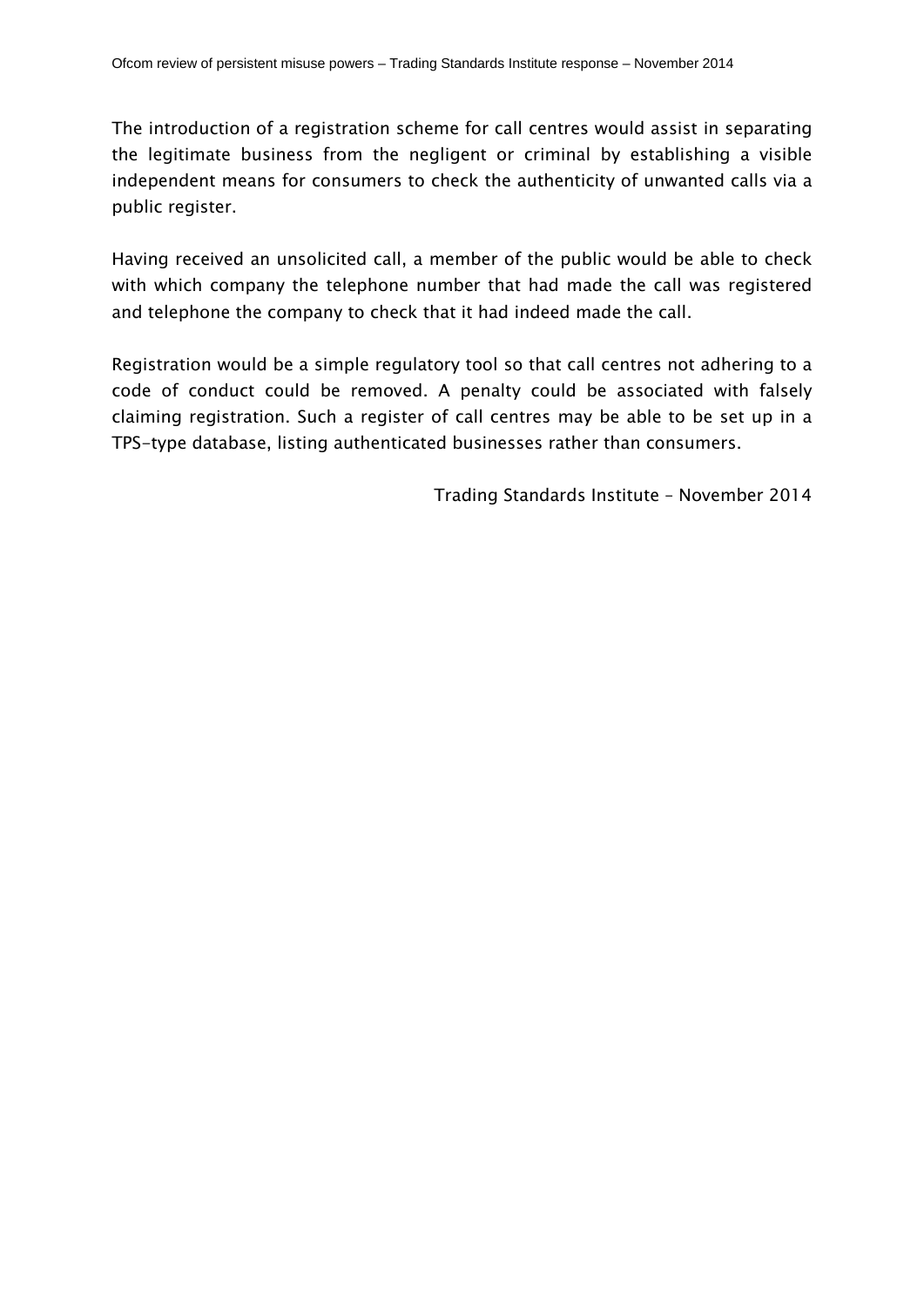The introduction of a registration scheme for call centres would assist in separating the legitimate business from the negligent or criminal by establishing a visible independent means for consumers to check the authenticity of unwanted calls via a public register.

Having received an unsolicited call, a member of the public would be able to check with which company the telephone number that had made the call was registered and telephone the company to check that it had indeed made the call.

Registration would be a simple regulatory tool so that call centres not adhering to a code of conduct could be removed. A penalty could be associated with falsely claiming registration. Such a register of call centres may be able to be set up in a TPS-type database, listing authenticated businesses rather than consumers.

Trading Standards Institute – November 2014